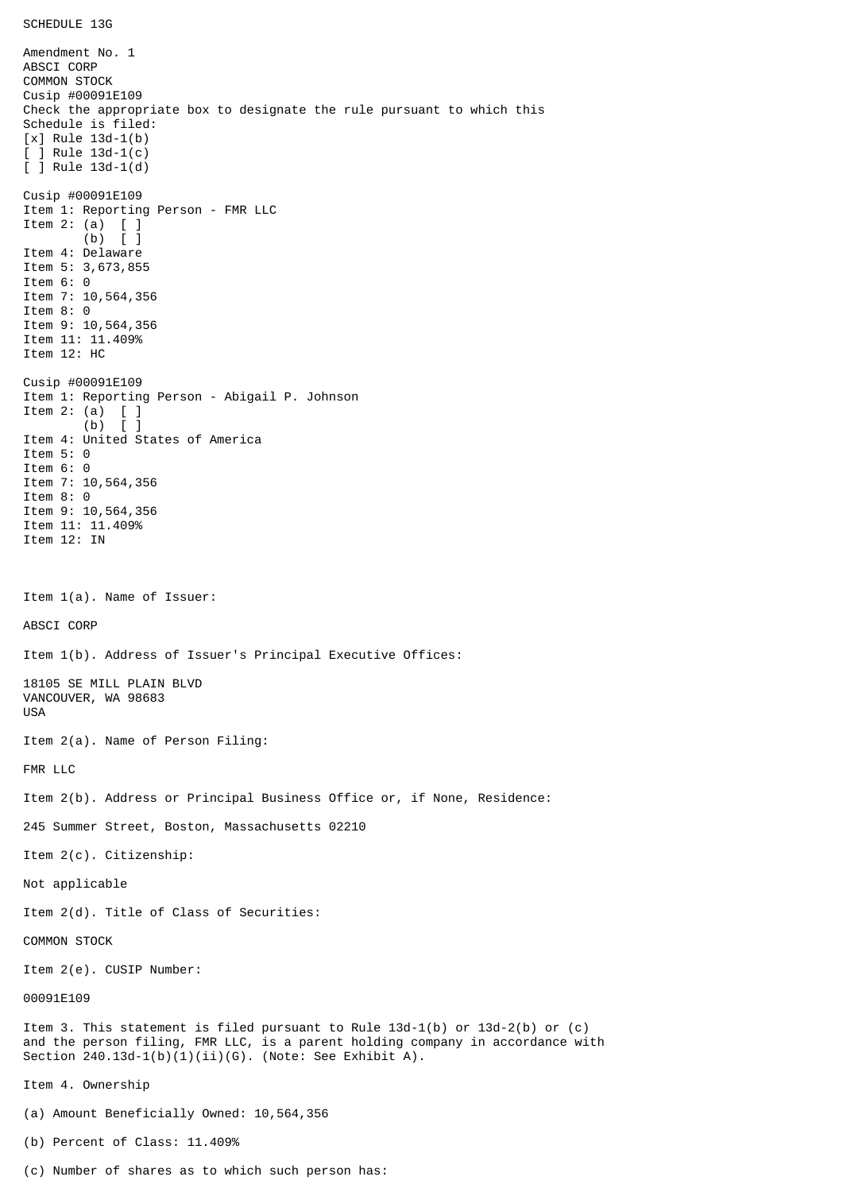SCHEDULE 13G

Amendment No. 1
ABSCI CORP
COMMON STOCK
Cusip #00091E109
Check the appropriate box to designate the rule pursuant to which this Schedule is filed:
[x] Rule 13d-1(b)
[ ] Rule 13d-1(c)
[ ] Rule 13d-1(d)

Cusip #00091E109
Item 1: Reporting Person - FMR LLC
Item 2: (a) [ ]
(b) [ ]
Item 4: Delaware
Item 5: 3,673,855
Item 6: 0
Item 7: 10,564,356
Item 8: 0
Item 9: 10,564,356
Item 11: 11.409%
Item 12: HC

Cusip #00091E109
Item 1: Reporting Person - Abigail P. Johnson
Item 2: (a) [ ]
(b) [ ]
Item 4: United States of America
Item 5: 0
Item 6: 0
Item 7: 10,564,356
Item 8: 0
Item 9: 10,564,356
Item 11: 11.409%
Item 12: IN

Item 1(a). Name of Issuer:

ABSCI CORP

Item 1(b). Address of Issuer's Principal Executive Offices:

18105 SE MILL PLAIN BLVD
VANCOUVER, WA 98683
USA

Item 2(a). Name of Person Filing:

FMR LLC

Item 2(b). Address or Principal Business Office or, if None, Residence:

245 Summer Street, Boston, Massachusetts 02210

Item 2(c). Citizenship:

Not applicable

Item 2(d). Title of Class of Securities:

COMMON STOCK

Item 2(e). CUSIP Number:

00091E109

Item 3. This statement is filed pursuant to Rule 13d-1(b) or 13d-2(b) or (c) and the person filing, FMR LLC, is a parent holding company in accordance with Section 240.13d-1(b)(1)(ii)(G). (Note: See Exhibit A).

Item 4. Ownership

(a) Amount Beneficially Owned: 10,564,356

(b) Percent of Class: 11.409%

(c) Number of shares as to which such person has: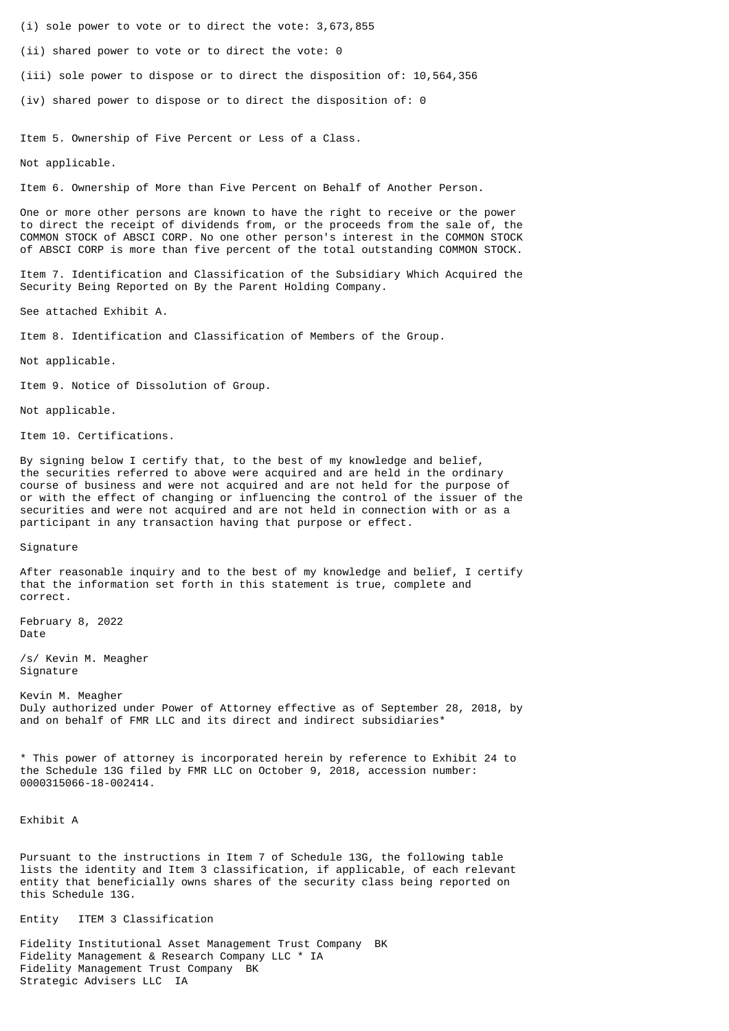(i) sole power to vote or to direct the vote: 3,673,855

(ii) shared power to vote or to direct the vote: 0

(iii) sole power to dispose or to direct the disposition of: 10,564,356

(iv) shared power to dispose or to direct the disposition of: 0

Item 5. Ownership of Five Percent or Less of a Class.

Not applicable.

Item 6. Ownership of More than Five Percent on Behalf of Another Person.

One or more other persons are known to have the right to receive or the power to direct the receipt of dividends from, or the proceeds from the sale of, the COMMON STOCK of ABSCI CORP. No one other person's interest in the COMMON STOCK of ABSCI CORP is more than five percent of the total outstanding COMMON STOCK.

Item 7. Identification and Classification of the Subsidiary Which Acquired the Security Being Reported on By the Parent Holding Company.

See attached Exhibit A.

Item 8. Identification and Classification of Members of the Group.

Not applicable.

Item 9. Notice of Dissolution of Group.

Not applicable.

Item 10. Certifications.

By signing below I certify that, to the best of my knowledge and belief, the securities referred to above were acquired and are held in the ordinary course of business and were not acquired and are not held for the purpose of or with the effect of changing or influencing the control of the issuer of the securities and were not acquired and are not held in connection with or as a participant in any transaction having that purpose or effect.

Signature

After reasonable inquiry and to the best of my knowledge and belief, I certify that the information set forth in this statement is true, complete and correct.

February 8, 2022
Date

/s/ Kevin M. Meagher
Signature

Kevin M. Meagher
Duly authorized under Power of Attorney effective as of September 28, 2018, by and on behalf of FMR LLC and its direct and indirect subsidiaries*

* This power of attorney is incorporated herein by reference to Exhibit 24 to the Schedule 13G filed by FMR LLC on October 9, 2018, accession number: 0000315066-18-002414.

Exhibit A

Pursuant to the instructions in Item 7 of Schedule 13G, the following table lists the identity and Item 3 classification, if applicable, of each relevant entity that beneficially owns shares of the security class being reported on this Schedule 13G.

| Entity | ITEM 3 Classification |
|---|---|
| Fidelity Institutional Asset Management Trust Company | BK |
| Fidelity Management & Research Company LLC * | IA |
| Fidelity Management Trust Company | BK |
| Strategic Advisers LLC | IA |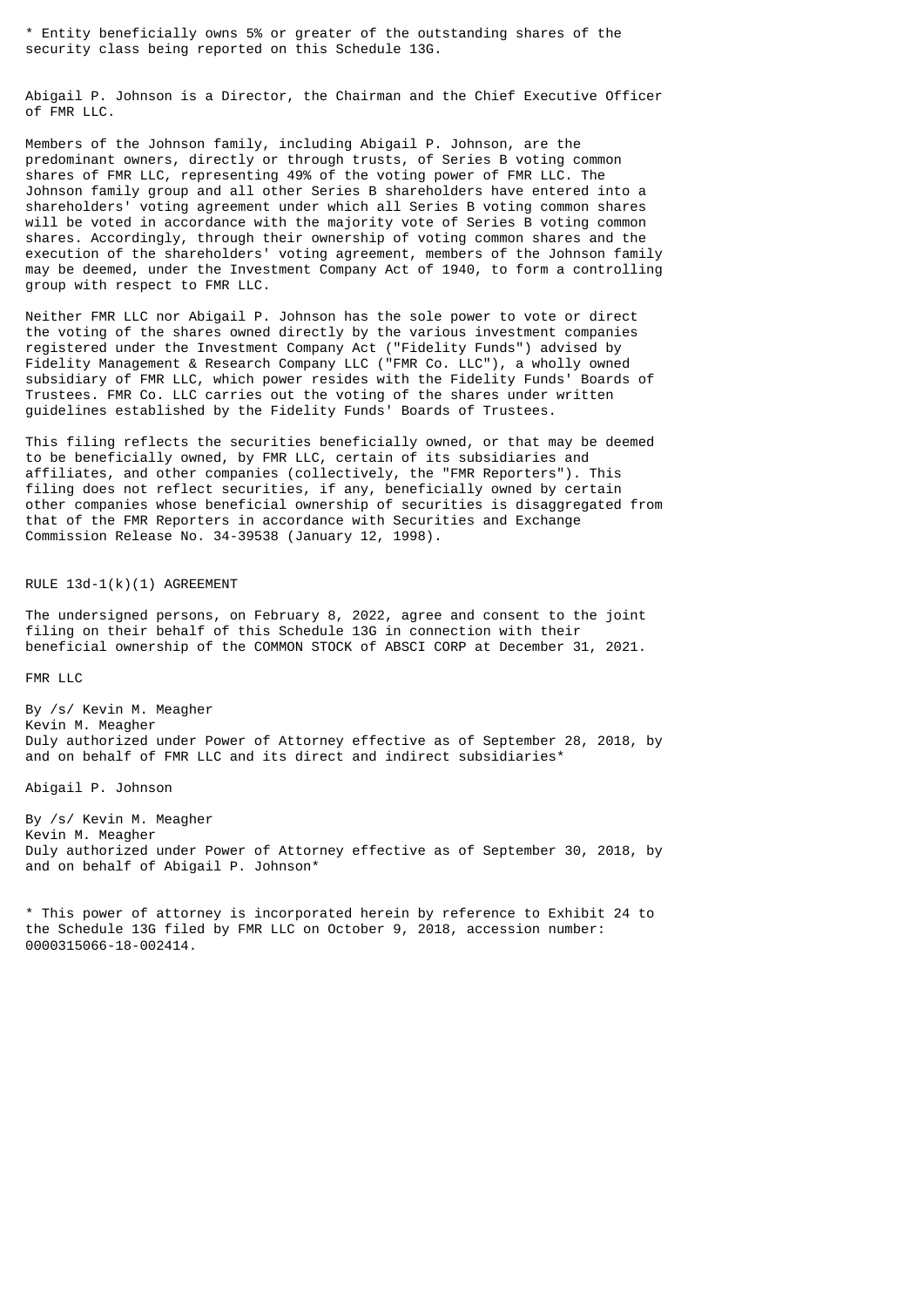* Entity beneficially owns 5% or greater of the outstanding shares of the security class being reported on this Schedule 13G.

Abigail P. Johnson is a Director, the Chairman and the Chief Executive Officer of FMR LLC.

Members of the Johnson family, including Abigail P. Johnson, are the predominant owners, directly or through trusts, of Series B voting common shares of FMR LLC, representing 49% of the voting power of FMR LLC. The Johnson family group and all other Series B shareholders have entered into a shareholders' voting agreement under which all Series B voting common shares will be voted in accordance with the majority vote of Series B voting common shares. Accordingly, through their ownership of voting common shares and the execution of the shareholders' voting agreement, members of the Johnson family may be deemed, under the Investment Company Act of 1940, to form a controlling group with respect to FMR LLC.

Neither FMR LLC nor Abigail P. Johnson has the sole power to vote or direct the voting of the shares owned directly by the various investment companies registered under the Investment Company Act ("Fidelity Funds") advised by Fidelity Management & Research Company LLC ("FMR Co. LLC"), a wholly owned subsidiary of FMR LLC, which power resides with the Fidelity Funds' Boards of Trustees. FMR Co. LLC carries out the voting of the shares under written guidelines established by the Fidelity Funds' Boards of Trustees.

This filing reflects the securities beneficially owned, or that may be deemed to be beneficially owned, by FMR LLC, certain of its subsidiaries and affiliates, and other companies (collectively, the "FMR Reporters"). This filing does not reflect securities, if any, beneficially owned by certain other companies whose beneficial ownership of securities is disaggregated from that of the FMR Reporters in accordance with Securities and Exchange Commission Release No. 34-39538 (January 12, 1998).

RULE 13d-1(k)(1) AGREEMENT

The undersigned persons, on February 8, 2022, agree and consent to the joint filing on their behalf of this Schedule 13G in connection with their beneficial ownership of the COMMON STOCK of ABSCI CORP at December 31, 2021.

FMR LLC

By /s/ Kevin M. Meagher
Kevin M. Meagher
Duly authorized under Power of Attorney effective as of September 28, 2018, by and on behalf of FMR LLC and its direct and indirect subsidiaries*

Abigail P. Johnson

By /s/ Kevin M. Meagher
Kevin M. Meagher
Duly authorized under Power of Attorney effective as of September 30, 2018, by and on behalf of Abigail P. Johnson*

* This power of attorney is incorporated herein by reference to Exhibit 24 to the Schedule 13G filed by FMR LLC on October 9, 2018, accession number: 0000315066-18-002414.